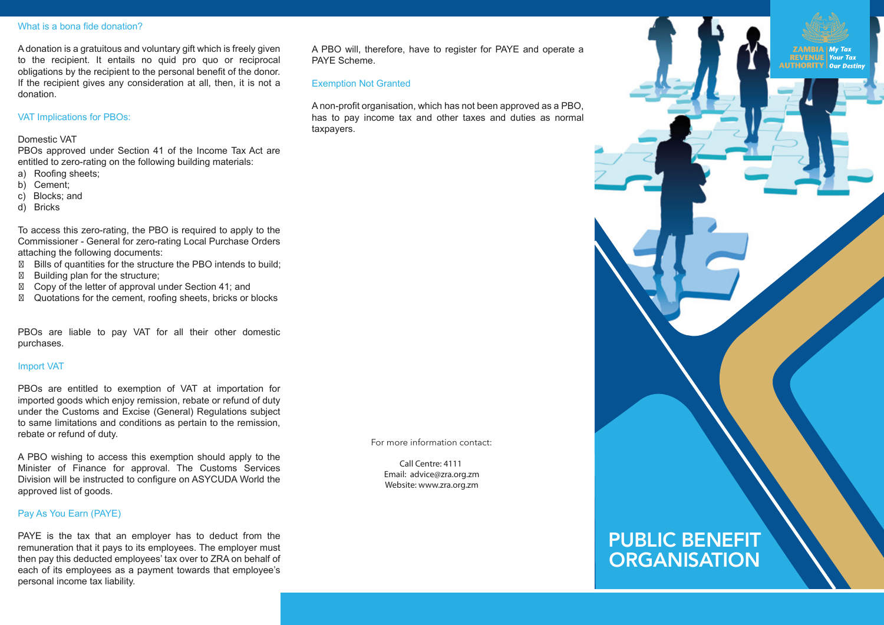## What is a bona fide donation?

A donation is a gratuitous and voluntary gift which is freely given to the recipient. It entails no quid pro quo or reciprocal obligations by the recipient to the personal benefit of the donor. If the recipient gives any consideration at all, then, it is not a donation.

## VAT Implications for PBOs:

### Domestic VAT

PBOs approved under Section 41 of the Income Tax Act are entitled to zero-rating on the following building materials:

a) Roofing sheets;
b) Cement;
c) Blocks; and
d) Bricks

To access this zero-rating, the PBO is required to apply to the Commissioner - General for zero-rating Local Purchase Orders attaching the following documents:

- Bills of quantities for the structure the PBO intends to build;
- Building plan for the structure;
- Copy of the letter of approval under Section 41; and
- Quotations for the cement, roofing sheets, bricks or blocks

PBOs are liable to pay VAT for all their other domestic purchases.

## Import VAT

PBOs are entitled to exemption of VAT at importation for imported goods which enjoy remission, rebate or refund of duty under the Customs and Excise (General) Regulations subject to same limitations and conditions as pertain to the remission, rebate or refund of duty.

A PBO wishing to access this exemption should apply to the Minister of Finance for approval. The Customs Services Division will be instructed to configure on ASYCUDA World the approved list of goods.

## Pay As You Earn (PAYE)

PAYE is the tax that an employer has to deduct from the remuneration that it pays to its employees. The employer must then pay this deducted employees' tax over to ZRA on behalf of each of its employees as a payment towards that employee's personal income tax liability.

A PBO will, therefore, have to register for PAYE and operate a PAYE Scheme.

## Exemption Not Granted

A non-profit organisation, which has not been approved as a PBO, has to pay income tax and other taxes and duties as normal taxpayers.

For more information contact:

Call Centre: 4111
Email: advice@zra.org.zm
Website: www.zra.org.zm

ZAMBIA REVENUE AUTHORITY | My Tax Your Tax Our Destiny

# PUBLIC BENEFIT ORGANISATION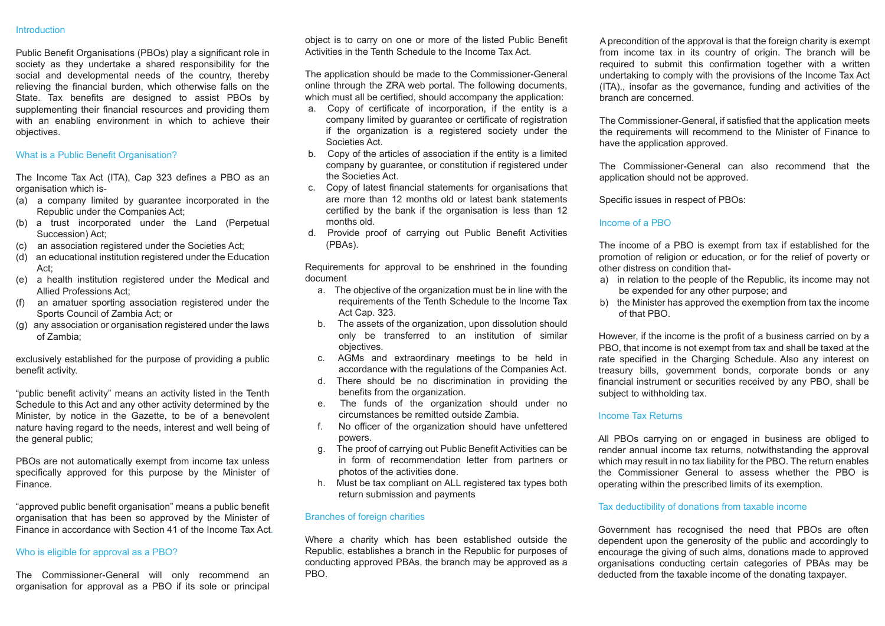## Introduction

Public Benefit Organisations (PBOs) play a significant role in society as they undertake a shared responsibility for the social and developmental needs of the country, thereby relieving the financial burden, which otherwise falls on the State. Tax benefits are designed to assist PBOs by supplementing their financial resources and providing them with an enabling environment in which to achieve their objectives.

## What is a Public Benefit Organisation?

The Income Tax Act (ITA), Cap 323 defines a PBO as an organisation which is-

(a) a company limited by guarantee incorporated in the Republic under the Companies Act;
(b) a trust incorporated under the Land (Perpetual Succession) Act;
(c) an association registered under the Societies Act;
(d) an educational institution registered under the Education Act;
(e) a health institution registered under the Medical and Allied Professions Act;
(f) an amatuer sporting association registered under the Sports Council of Zambia Act; or
(g) any association or organisation registered under the laws of Zambia;

exclusively established for the purpose of providing a public benefit activity.

“public benefit activity” means an activity listed in the Tenth Schedule to this Act and any other activity determined by the Minister, by notice in the Gazette, to be of a benevolent nature having regard to the needs, interest and well being of the general public;

PBOs are not automatically exempt from income tax unless specifically approved for this purpose by the Minister of Finance.

“approved public benefit organisation” means a public benefit organisation that has been so approved by the Minister of Finance in accordance with Section 41 of the Income Tax Act.

## Who is eligible for approval as a PBO?

The Commissioner-General will only recommend an organisation for approval as a PBO if its sole or principal object is to carry on one or more of the listed Public Benefit Activities in the Tenth Schedule to the Income Tax Act.

The application should be made to the Commissioner-General online through the ZRA web portal. The following documents, which must all be certified, should accompany the application:

a. Copy of certificate of incorporation, if the entity is a company limited by guarantee or certificate of registration if the organization is a registered society under the Societies Act.
b. Copy of the articles of association if the entity is a limited company by guarantee, or constitution if registered under the Societies Act.
c. Copy of latest financial statements for organisations that are more than 12 months old or latest bank statements certified by the bank if the organisation is less than 12 months old.
d. Provide proof of carrying out Public Benefit Activities (PBAs).

Requirements for approval to be enshrined in the founding document

a. The objective of the organization must be in line with the requirements of the Tenth Schedule to the Income Tax Act Cap. 323.
b. The assets of the organization, upon dissolution should only be transferred to an institution of similar objectives.
c. AGMs and extraordinary meetings to be held in accordance with the regulations of the Companies Act.
d. There should be no discrimination in providing the benefits from the organization.
e. The funds of the organization should under no circumstances be remitted outside Zambia.
f. No officer of the organization should have unfettered powers.
g. The proof of carrying out Public Benefit Activities can be in form of recommendation letter from partners or photos of the activities done.
h. Must be tax compliant on ALL registered tax types both return submission and payments

## Branches of foreign charities

Where a charity which has been established outside the Republic, establishes a branch in the Republic for purposes of conducting approved PBAs, the branch may be approved as a PBO.

A precondition of the approval is that the foreign charity is exempt from income tax in its country of origin. The branch will be required to submit this confirmation together with a written undertaking to comply with the provisions of the Income Tax Act (ITA)., insofar as the governance, funding and activities of the branch are concerned.

The Commissioner-General, if satisfied that the application meets the requirements will recommend to the Minister of Finance to have the application approved.

The Commissioner-General can also recommend that the application should not be approved.

Specific issues in respect of PBOs:

## Income of a PBO

The income of a PBO is exempt from tax if established for the promotion of religion or education, or for the relief of poverty or other distress on condition that-

a) in relation to the people of the Republic, its income may not be expended for any other purpose; and
b) the Minister has approved the exemption from tax the income of that PBO.

However, if the income is the profit of a business carried on by a PBO, that income is not exempt from tax and shall be taxed at the rate specified in the Charging Schedule. Also any interest on treasury bills, government bonds, corporate bonds or any financial instrument or securities received by any PBO, shall be subject to withholding tax.

## Income Tax Returns

All PBOs carrying on or engaged in business are obliged to render annual income tax returns, notwithstanding the approval which may result in no tax liability for the PBO. The return enables the Commissioner General to assess whether the PBO is operating within the prescribed limits of its exemption.

## Tax deductibility of donations from taxable income

Government has recognised the need that PBOs are often dependent upon the generosity of the public and accordingly to encourage the giving of such alms, donations made to approved organisations conducting certain categories of PBAs may be deducted from the taxable income of the donating taxpayer.